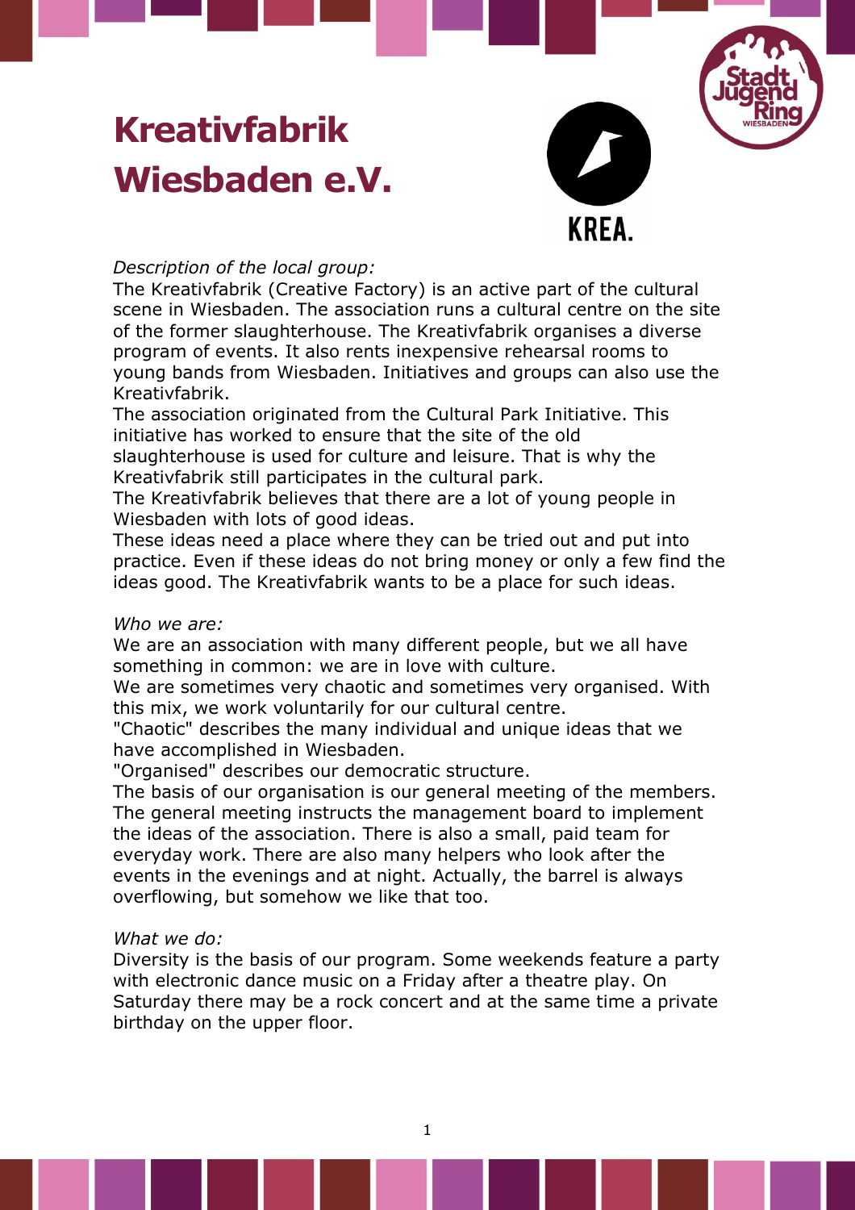# Kreativfabrik Wiesbaden e.V.

*Description of the local group:*

The Kreativfabrik (Creative Factory) is an active part of the cultural scene in Wiesbaden. The association runs a cultural centre on the site of the former slaughterhouse. The Kreativfabrik organises a diverse program of events. It also rents inexpensive rehearsal rooms to young bands from Wiesbaden. Initiatives and groups can also use the Kreativfabrik.

The association originated from the Cultural Park Initiative. This initiative has worked to ensure that the site of the old slaughterhouse is used for culture and leisure. That is why the Kreativfabrik still participates in the cultural park.

The Kreativfabrik believes that there are a lot of young people in Wiesbaden with lots of good ideas.

These ideas need a place where they can be tried out and put into practice. Even if these ideas do not bring money or only a few find the ideas good. The Kreativfabrik wants to be a place for such ideas.

*Who we are:*

We are an association with many different people, but we all have something in common: we are in love with culture.

We are sometimes very chaotic and sometimes very organised. With this mix, we work voluntarily for our cultural centre.

"Chaotic" describes the many individual and unique ideas that we have accomplished in Wiesbaden.

"Organised" describes our democratic structure.

The basis of our organisation is our general meeting of the members. The general meeting instructs the management board to implement the ideas of the association. There is also a small, paid team for everyday work. There are also many helpers who look after the events in the evenings and at night. Actually, the barrel is always overflowing, but somehow we like that too.

*What we do:*

Diversity is the basis of our program. Some weekends feature a party with electronic dance music on a Friday after a theatre play. On Saturday there may be a rock concert and at the same time a private birthday on the upper floor.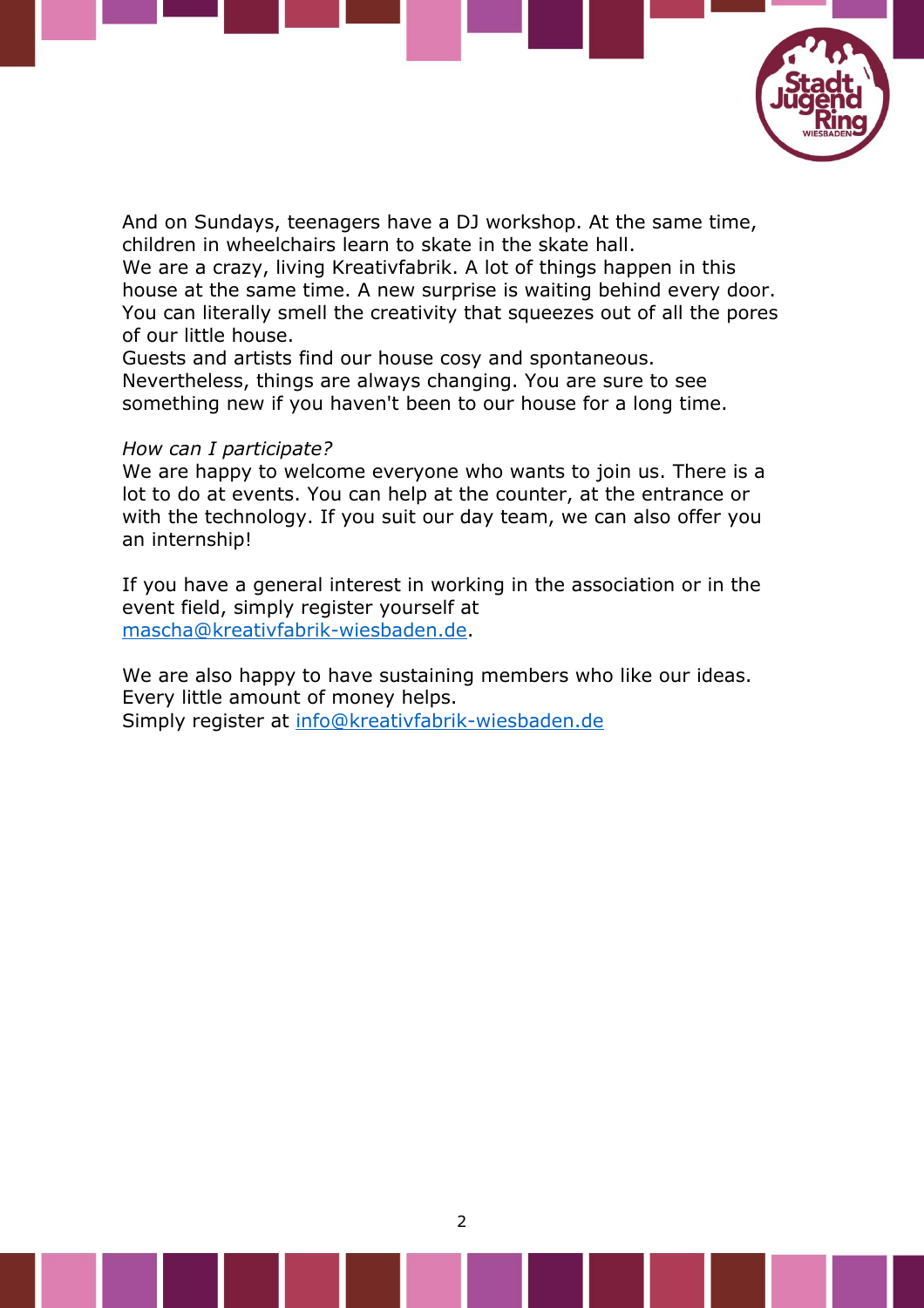And on Sundays, teenagers have a DJ workshop. At the same time, children in wheelchairs learn to skate in the skate hall.
We are a crazy, living Kreativfabrik. A lot of things happen in this house at the same time. A new surprise is waiting behind every door. You can literally smell the creativity that squeezes out of all the pores of our little house.
Guests and artists find our house cosy and spontaneous. Nevertheless, things are always changing. You are sure to see something new if you haven't been to our house for a long time.

*How can I participate?*
We are happy to welcome everyone who wants to join us. There is a lot to do at events. You can help at the counter, at the entrance or with the technology. If you suit our day team, we can also offer you an internship!

If you have a general interest in working in the association or in the event field, simply register yourself at mascha@kreativfabrik-wiesbaden.de.

We are also happy to have sustaining members who like our ideas. Every little amount of money helps.
Simply register at info@kreativfabrik-wiesbaden.de